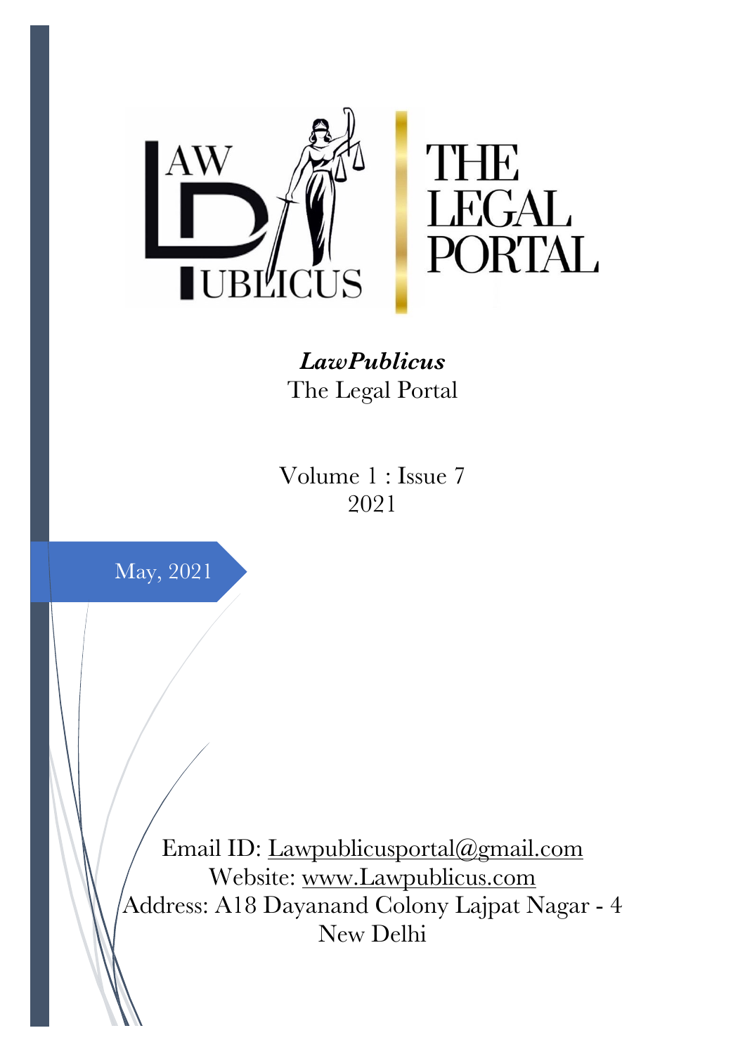***LawPublicus***
The Legal Portal

Volume 1 : Issue 7
2021

May, 2021

Email ID: Lawpublicusportal@gmail.com
Website: www.Lawpublicus.com
Address: A18 Dayanand Colony Lajpat Nagar - 4
New Delhi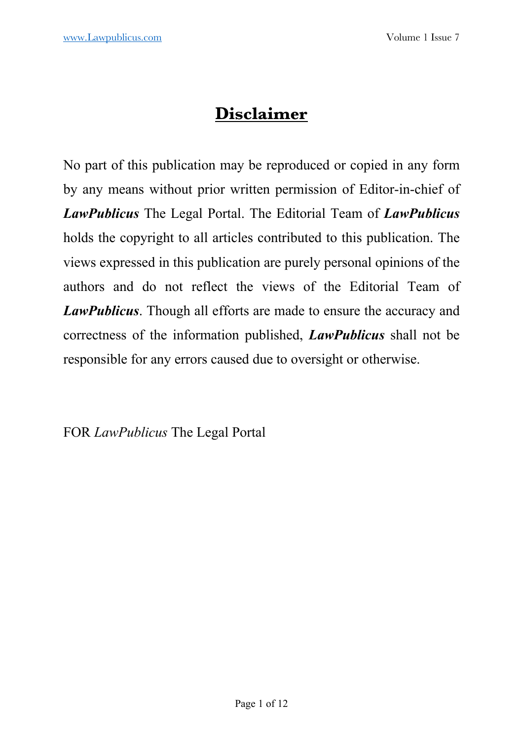# Disclaimer

No part of this publication may be reproduced or copied in any form by any means without prior written permission of Editor-in-chief of ***LawPublicus*** The Legal Portal. The Editorial Team of ***LawPublicus*** holds the copyright to all articles contributed to this publication. The views expressed in this publication are purely personal opinions of the authors and do not reflect the views of the Editorial Team of ***LawPublicus***. Though all efforts are made to ensure the accuracy and correctness of the information published, ***LawPublicus*** shall not be responsible for any errors caused due to oversight or otherwise.

FOR *LawPublicus* The Legal Portal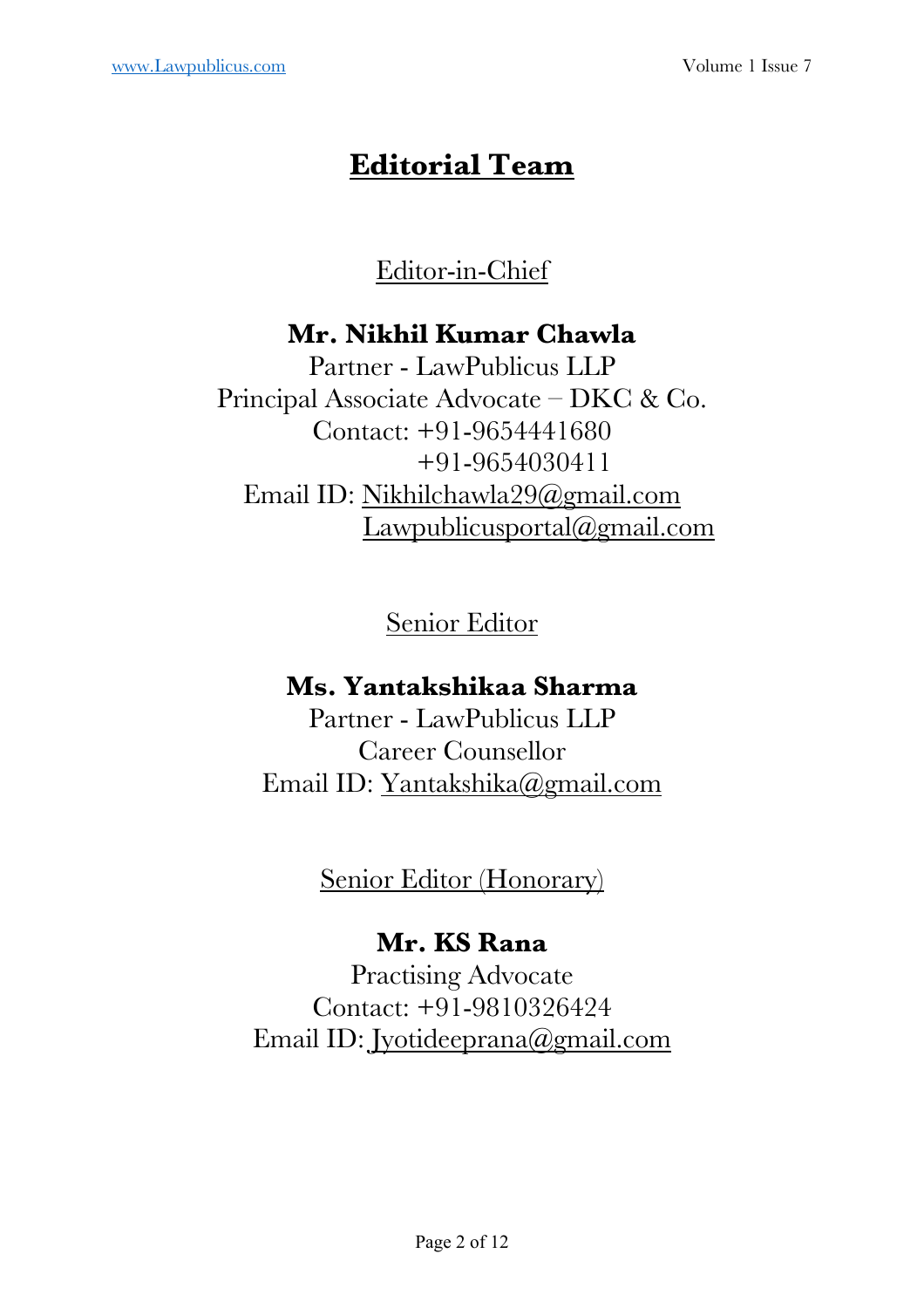# Editorial Team

## Editor-in-Chief

**Mr. Nikhil Kumar Chawla**
Partner - LawPublicus LLP
Principal Associate Advocate – DKC & Co.
Contact: +91-9654441680
+91-9654030411
Email ID: Nikhilchawla29@gmail.com
Lawpublicusportal@gmail.com

## Senior Editor

**Ms. Yantakshikaa Sharma**
Partner - LawPublicus LLP
Career Counsellor
Email ID: Yantakshika@gmail.com

## Senior Editor (Honorary)

**Mr. KS Rana**
Practising Advocate
Contact: +91-9810326424
Email ID: Jyotideeprana@gmail.com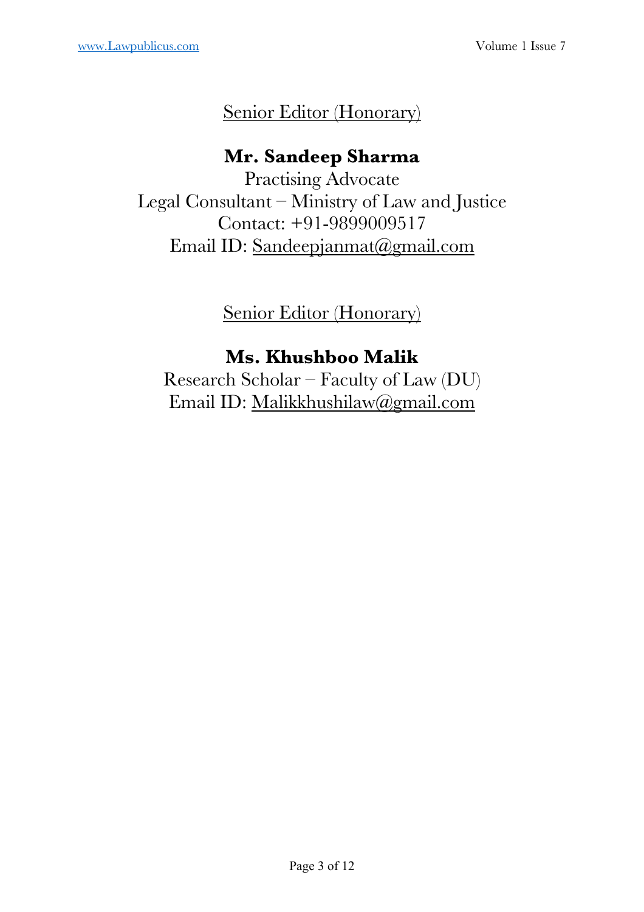Senior Editor (Honorary)

**Mr. Sandeep Sharma**

Practising Advocate

Legal Consultant – Ministry of Law and Justice

Contact: +91-9899009517

Email ID: Sandeepjanmat@gmail.com

Senior Editor (Honorary)

**Ms. Khushboo Malik**

Research Scholar – Faculty of Law (DU)

Email ID: Malikkhushilaw@gmail.com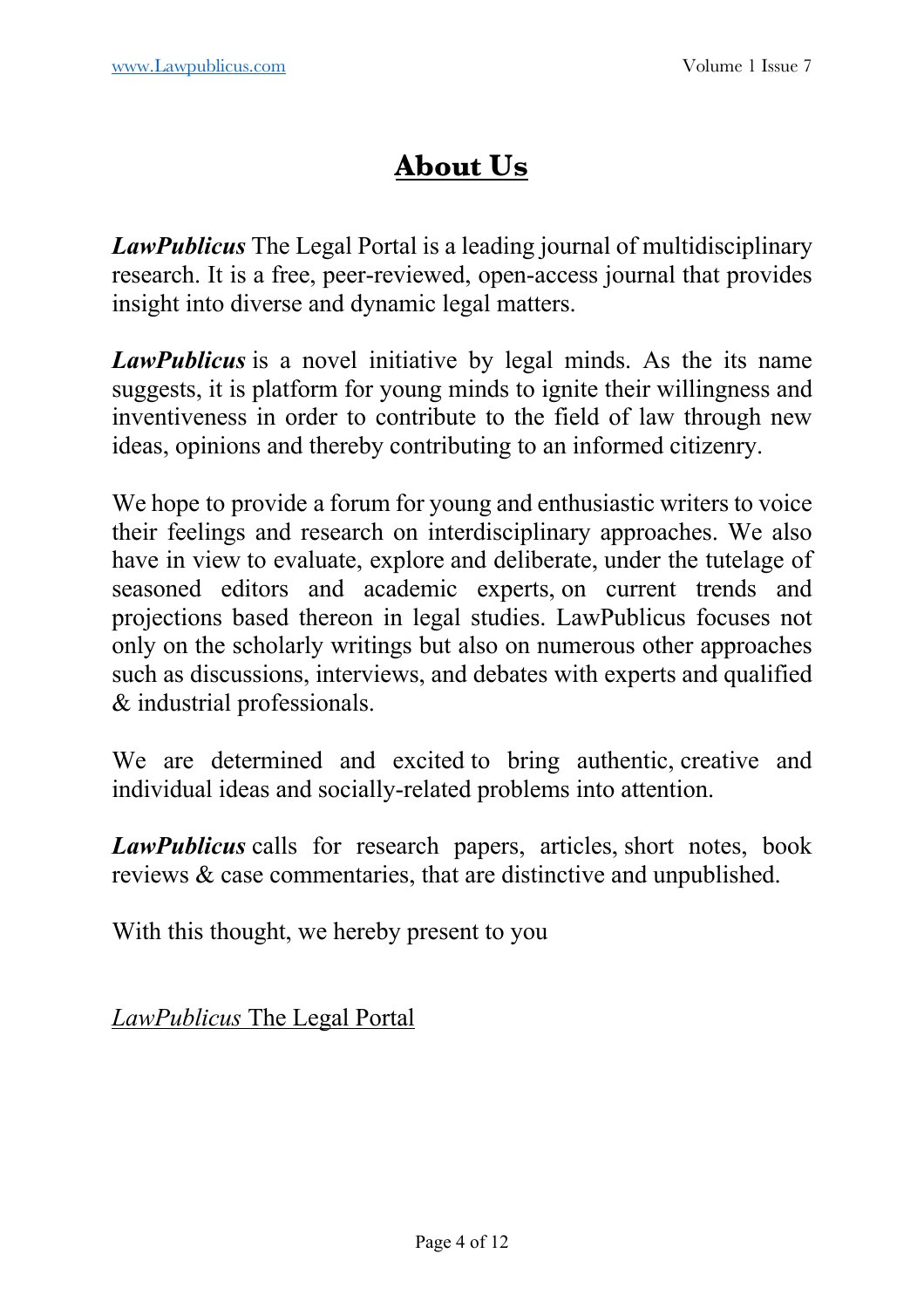# About Us

***LawPublicus*** The Legal Portal is a leading journal of multidisciplinary research. It is a free, peer-reviewed, open-access journal that provides insight into diverse and dynamic legal matters.

***LawPublicus*** is a novel initiative by legal minds. As the its name suggests, it is platform for young minds to ignite their willingness and inventiveness in order to contribute to the field of law through new ideas, opinions and thereby contributing to an informed citizenry.

We hope to provide a forum for young and enthusiastic writers to voice their feelings and research on interdisciplinary approaches. We also have in view to evaluate, explore and deliberate, under the tutelage of seasoned editors and academic experts, on current trends and projections based thereon in legal studies. LawPublicus focuses not only on the scholarly writings but also on numerous other approaches such as discussions, interviews, and debates with experts and qualified & industrial professionals.

We are determined and excited to bring authentic, creative and individual ideas and socially-related problems into attention.

***LawPublicus*** calls for research papers, articles, short notes, book reviews & case commentaries, that are distinctive and unpublished.

With this thought, we hereby present to you

*LawPublicus* The Legal Portal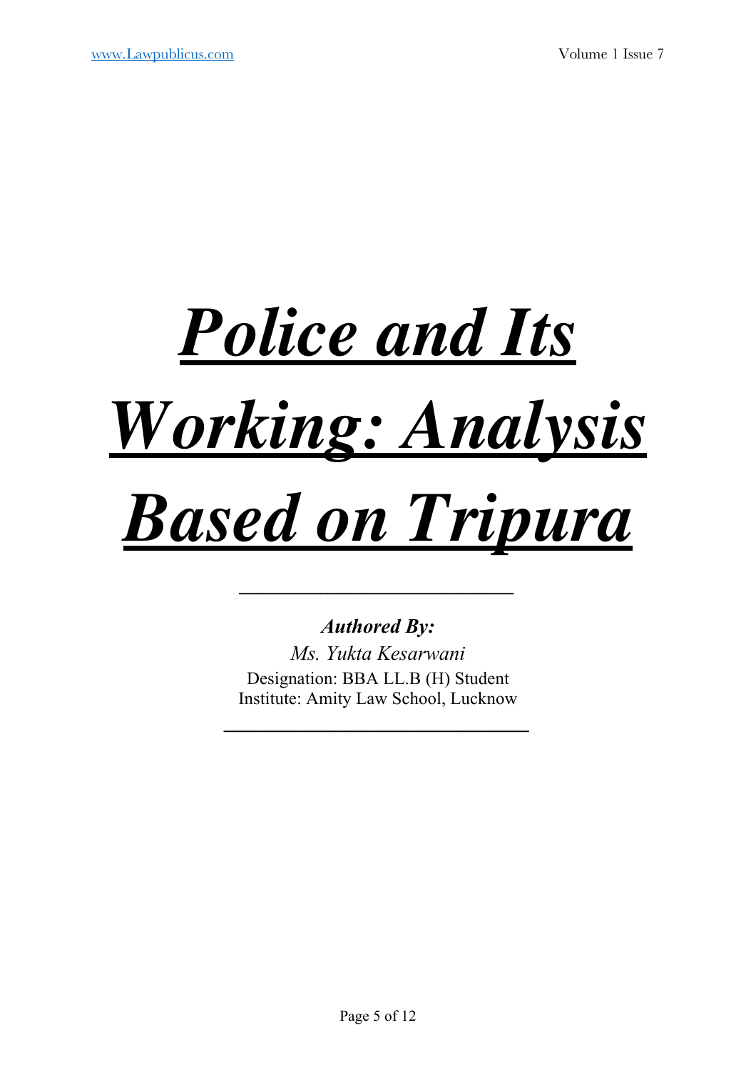# ***Police and Its Working: Analysis Based on Tripura***

---

***Authored By:***

*Ms. Yukta Kesarwani*

Designation: BBA LL.B (H) Student

Institute: Amity Law School, Lucknow

---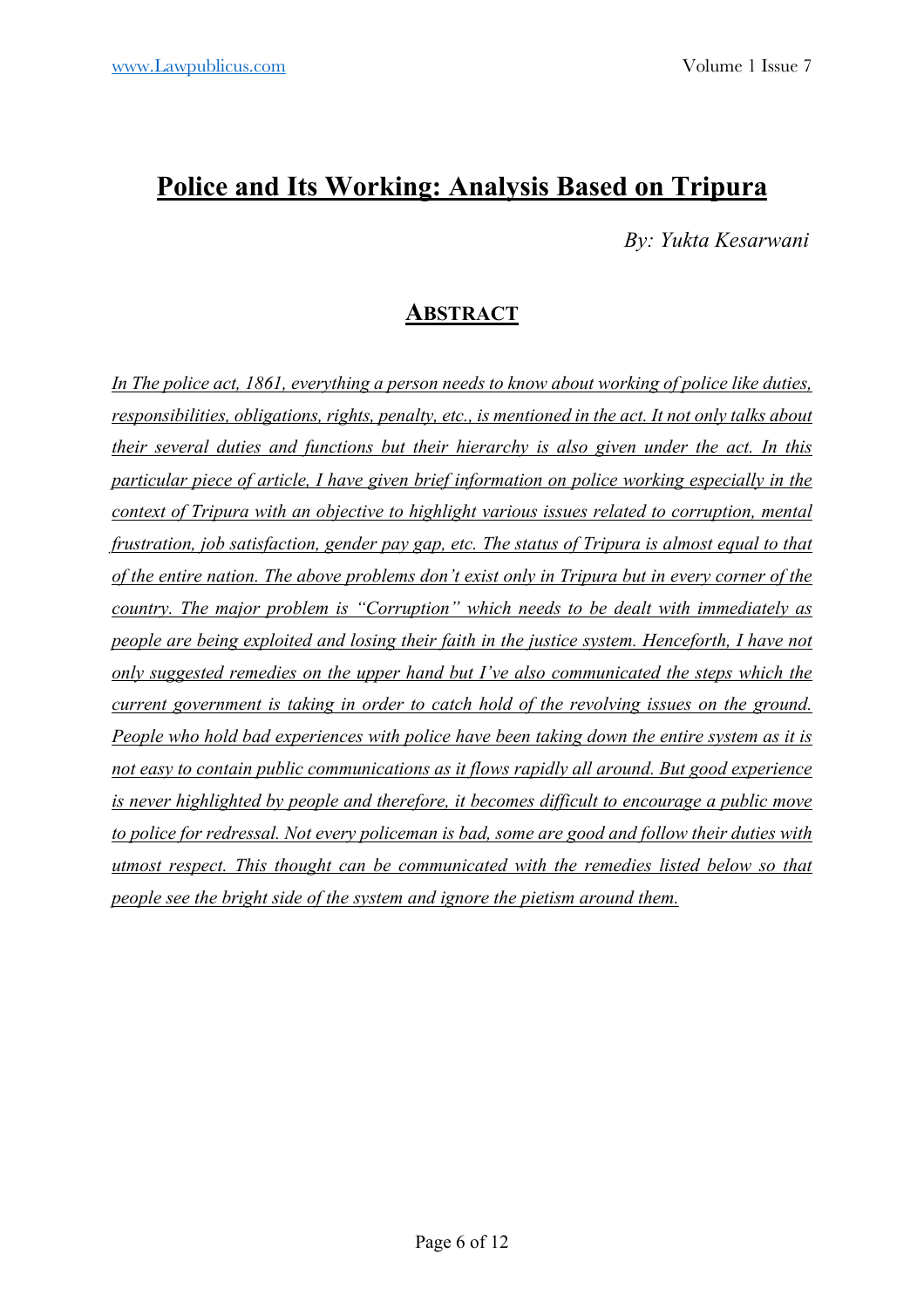# Police and Its Working: Analysis Based on Tripura

*By: Yukta Kesarwani*

## ABSTRACT

*In The police act, 1861, everything a person needs to know about working of police like duties, responsibilities, obligations, rights, penalty, etc., is mentioned in the act. It not only talks about their several duties and functions but their hierarchy is also given under the act. In this particular piece of article, I have given brief information on police working especially in the context of Tripura with an objective to highlight various issues related to corruption, mental frustration, job satisfaction, gender pay gap, etc. The status of Tripura is almost equal to that of the entire nation. The above problems don't exist only in Tripura but in every corner of the country. The major problem is "Corruption" which needs to be dealt with immediately as people are being exploited and losing their faith in the justice system. Henceforth, I have not only suggested remedies on the upper hand but I've also communicated the steps which the current government is taking in order to catch hold of the revolving issues on the ground. People who hold bad experiences with police have been taking down the entire system as it is not easy to contain public communications as it flows rapidly all around. But good experience is never highlighted by people and therefore, it becomes difficult to encourage a public move to police for redressal. Not every policeman is bad, some are good and follow their duties with utmost respect. This thought can be communicated with the remedies listed below so that people see the bright side of the system and ignore the pietism around them.*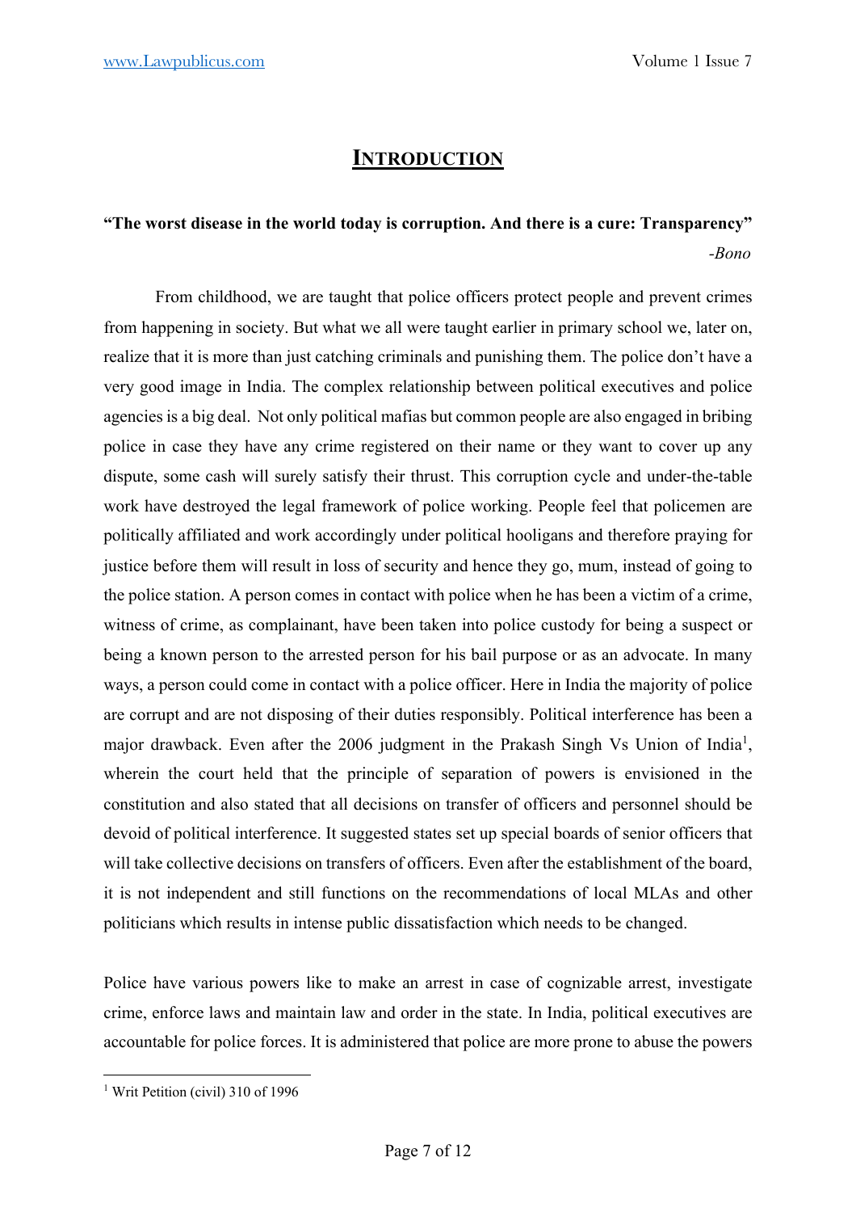# INTRODUCTION

**"The worst disease in the world today is corruption. And there is a cure: Transparency"**
*-Bono*

From childhood, we are taught that police officers protect people and prevent crimes from happening in society. But what we all were taught earlier in primary school we, later on, realize that it is more than just catching criminals and punishing them. The police don't have a very good image in India. The complex relationship between political executives and police agencies is a big deal. Not only political mafias but common people are also engaged in bribing police in case they have any crime registered on their name or they want to cover up any dispute, some cash will surely satisfy their thrust. This corruption cycle and under-the-table work have destroyed the legal framework of police working. People feel that policemen are politically affiliated and work accordingly under political hooligans and therefore praying for justice before them will result in loss of security and hence they go, mum, instead of going to the police station. A person comes in contact with police when he has been a victim of a crime, witness of crime, as complainant, have been taken into police custody for being a suspect or being a known person to the arrested person for his bail purpose or as an advocate. In many ways, a person could come in contact with a police officer. Here in India the majority of police are corrupt and are not disposing of their duties responsibly. Political interference has been a major drawback. Even after the 2006 judgment in the Prakash Singh Vs Union of India[1], wherein the court held that the principle of separation of powers is envisioned in the constitution and also stated that all decisions on transfer of officers and personnel should be devoid of political interference. It suggested states set up special boards of senior officers that will take collective decisions on transfers of officers. Even after the establishment of the board, it is not independent and still functions on the recommendations of local MLAs and other politicians which results in intense public dissatisfaction which needs to be changed.

Police have various powers like to make an arrest in case of cognizable arrest, investigate crime, enforce laws and maintain law and order in the state. In India, political executives are accountable for police forces. It is administered that police are more prone to abuse the powers

[1] Writ Petition (civil) 310 of 1996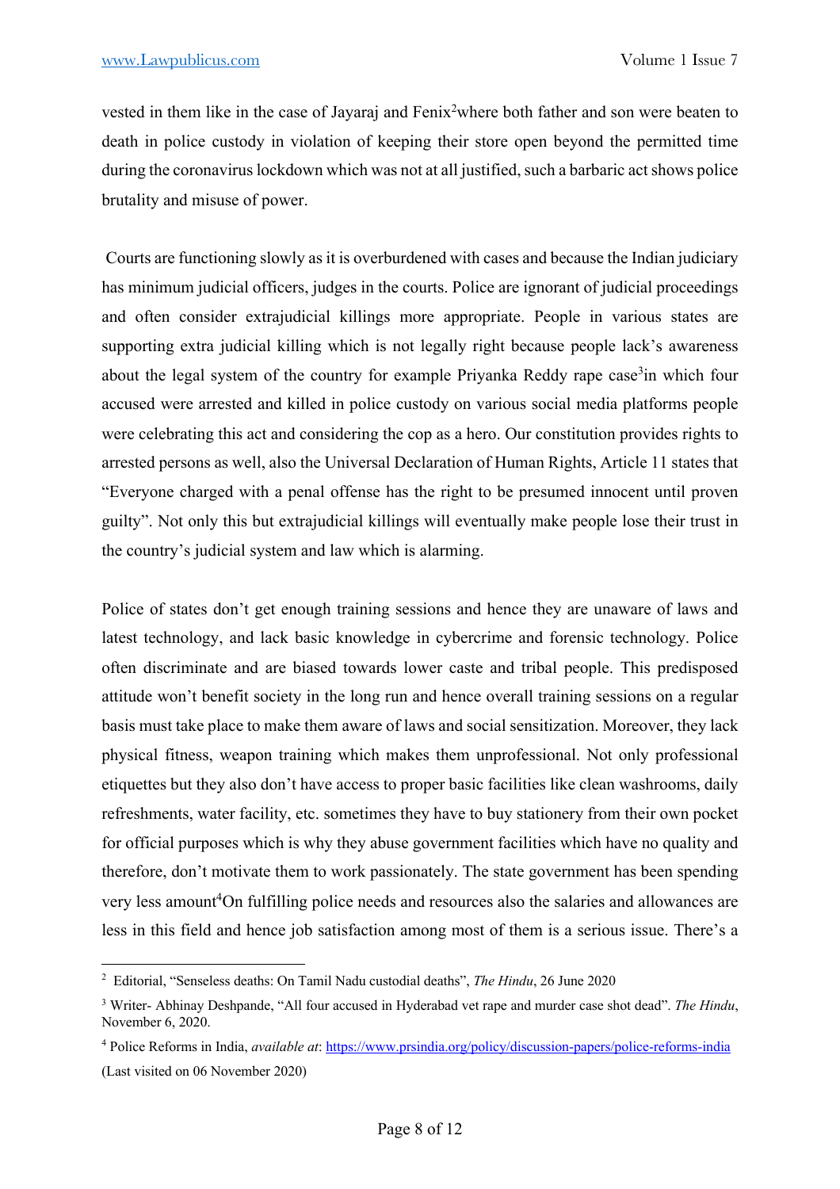vested in them like in the case of Jayaraj and Fenix[2]where both father and son were beaten to death in police custody in violation of keeping their store open beyond the permitted time during the coronavirus lockdown which was not at all justified, such a barbaric act shows police brutality and misuse of power.

Courts are functioning slowly as it is overburdened with cases and because the Indian judiciary has minimum judicial officers, judges in the courts. Police are ignorant of judicial proceedings and often consider extrajudicial killings more appropriate. People in various states are supporting extra judicial killing which is not legally right because people lack's awareness about the legal system of the country for example Priyanka Reddy rape case[3]in which four accused were arrested and killed in police custody on various social media platforms people were celebrating this act and considering the cop as a hero. Our constitution provides rights to arrested persons as well, also the Universal Declaration of Human Rights, Article 11 states that "Everyone charged with a penal offense has the right to be presumed innocent until proven guilty". Not only this but extrajudicial killings will eventually make people lose their trust in the country's judicial system and law which is alarming.

Police of states don't get enough training sessions and hence they are unaware of laws and latest technology, and lack basic knowledge in cybercrime and forensic technology. Police often discriminate and are biased towards lower caste and tribal people. This predisposed attitude won't benefit society in the long run and hence overall training sessions on a regular basis must take place to make them aware of laws and social sensitization. Moreover, they lack physical fitness, weapon training which makes them unprofessional. Not only professional etiquettes but they also don't have access to proper basic facilities like clean washrooms, daily refreshments, water facility, etc. sometimes they have to buy stationery from their own pocket for official purposes which is why they abuse government facilities which have no quality and therefore, don't motivate them to work passionately. The state government has been spending very less amount[4]On fulfilling police needs and resources also the salaries and allowances are less in this field and hence job satisfaction among most of them is a serious issue. There's a

---

[2] Editorial, "Senseless deaths: On Tamil Nadu custodial deaths", *The Hindu*, 26 June 2020

[3] Writer- Abhinay Deshpande, "All four accused in Hyderabad vet rape and murder case shot dead". *The Hindu*, November 6, 2020.

[4] Police Reforms in India, *available at*: https://www.prsindia.org/policy/discussion-papers/police-reforms-india (Last visited on 06 November 2020)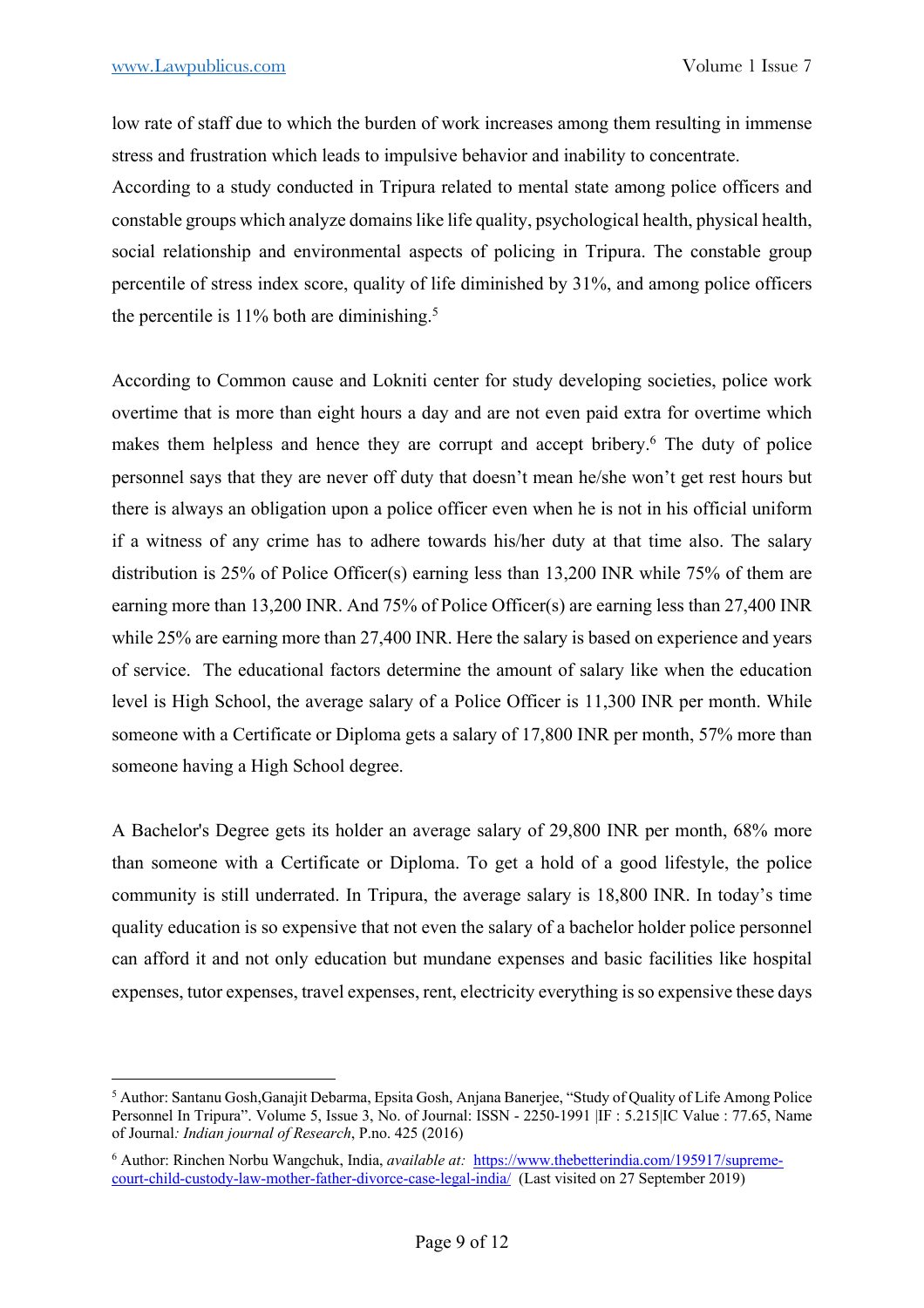low rate of staff due to which the burden of work increases among them resulting in immense stress and frustration which leads to impulsive behavior and inability to concentrate.
According to a study conducted in Tripura related to mental state among police officers and constable groups which analyze domains like life quality, psychological health, physical health, social relationship and environmental aspects of policing in Tripura. The constable group percentile of stress index score, quality of life diminished by 31%, and among police officers the percentile is 11% both are diminishing.[5]

According to Common cause and Lokniti center for study developing societies, police work overtime that is more than eight hours a day and are not even paid extra for overtime which makes them helpless and hence they are corrupt and accept bribery.[6] The duty of police personnel says that they are never off duty that doesn't mean he/she won't get rest hours but there is always an obligation upon a police officer even when he is not in his official uniform if a witness of any crime has to adhere towards his/her duty at that time also. The salary distribution is 25% of Police Officer(s) earning less than 13,200 INR while 75% of them are earning more than 13,200 INR. And 75% of Police Officer(s) are earning less than 27,400 INR while 25% are earning more than 27,400 INR. Here the salary is based on experience and years of service. The educational factors determine the amount of salary like when the education level is High School, the average salary of a Police Officer is 11,300 INR per month. While someone with a Certificate or Diploma gets a salary of 17,800 INR per month, 57% more than someone having a High School degree.

A Bachelor's Degree gets its holder an average salary of 29,800 INR per month, 68% more than someone with a Certificate or Diploma. To get a hold of a good lifestyle, the police community is still underrated. In Tripura, the average salary is 18,800 INR. In today's time quality education is so expensive that not even the salary of a bachelor holder police personnel can afford it and not only education but mundane expenses and basic facilities like hospital expenses, tutor expenses, travel expenses, rent, electricity everything is so expensive these days

---

[5] Author: Santanu Gosh,Ganajit Debarma, Epsita Gosh, Anjana Banerjee, "Study of Quality of Life Among Police Personnel In Tripura". Volume 5, Issue 3, No. of Journal: ISSN - 2250-1991 |IF : 5.215|IC Value : 77.65, Name of Journal*: Indian journal of Research*, P.no. 425 (2016)

[6] Author: Rinchen Norbu Wangchuk, India, *available at:* https://www.thebetterindia.com/195917/supreme-court-child-custody-law-mother-father-divorce-case-legal-india/ (Last visited on 27 September 2019)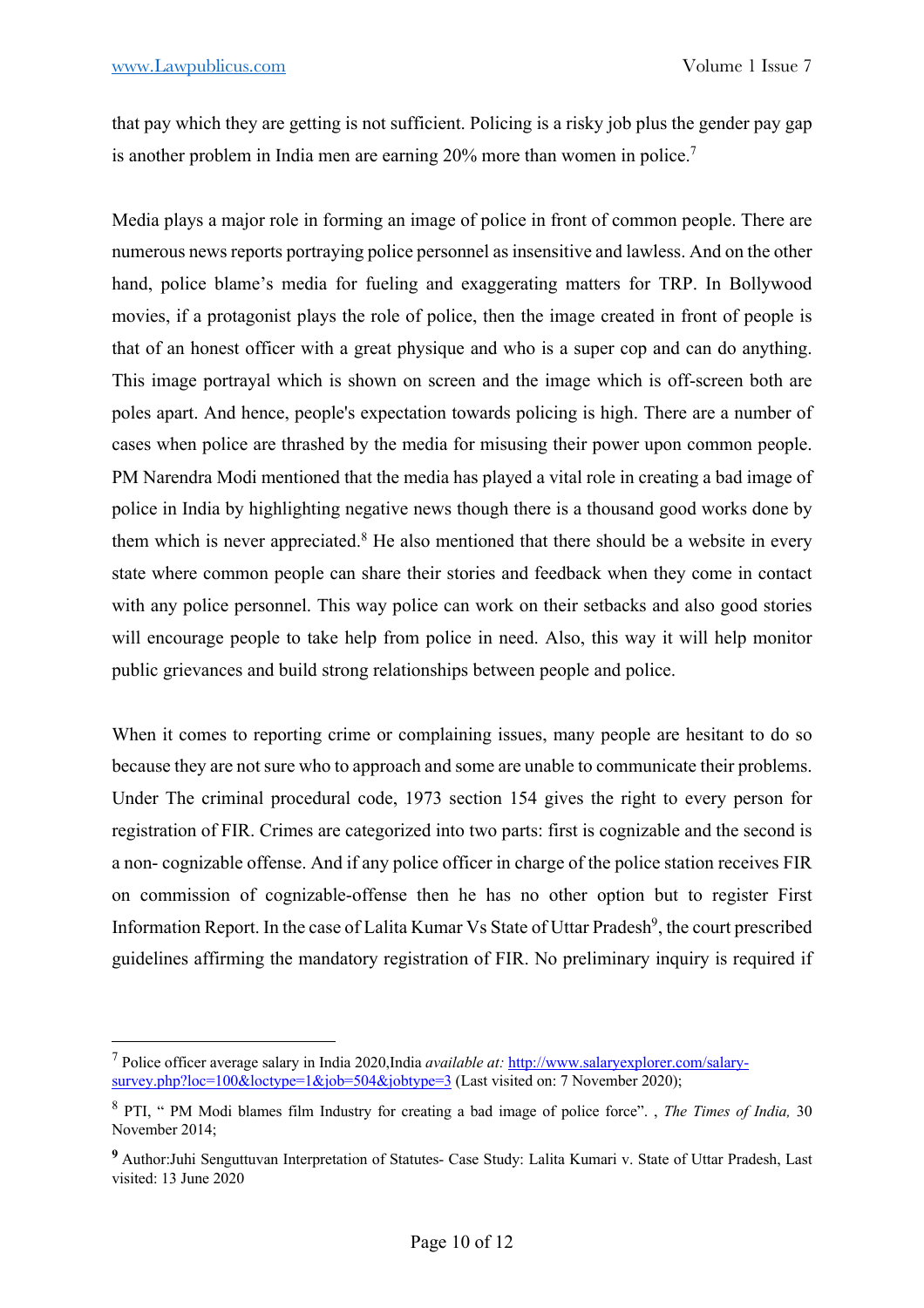that pay which they are getting is not sufficient. Policing is a risky job plus the gender pay gap is another problem in India men are earning 20% more than women in police.[7]

Media plays a major role in forming an image of police in front of common people. There are numerous news reports portraying police personnel as insensitive and lawless. And on the other hand, police blame's media for fueling and exaggerating matters for TRP. In Bollywood movies, if a protagonist plays the role of police, then the image created in front of people is that of an honest officer with a great physique and who is a super cop and can do anything. This image portrayal which is shown on screen and the image which is off-screen both are poles apart. And hence, people's expectation towards policing is high. There are a number of cases when police are thrashed by the media for misusing their power upon common people. PM Narendra Modi mentioned that the media has played a vital role in creating a bad image of police in India by highlighting negative news though there is a thousand good works done by them which is never appreciated.[8] He also mentioned that there should be a website in every state where common people can share their stories and feedback when they come in contact with any police personnel. This way police can work on their setbacks and also good stories will encourage people to take help from police in need. Also, this way it will help monitor public grievances and build strong relationships between people and police.

When it comes to reporting crime or complaining issues, many people are hesitant to do so because they are not sure who to approach and some are unable to communicate their problems. Under The criminal procedural code, 1973 section 154 gives the right to every person for registration of FIR. Crimes are categorized into two parts: first is cognizable and the second is a non- cognizable offense. And if any police officer in charge of the police station receives FIR on commission of cognizable-offense then he has no other option but to register First Information Report. In the case of Lalita Kumar Vs State of Uttar Pradesh[9], the court prescribed guidelines affirming the mandatory registration of FIR. No preliminary inquiry is required if

---

[7] Police officer average salary in India 2020,India *available at:* [http://www.salaryexplorer.com/salary-survey.php?loc=100&loctype=1&job=504&jobtype=3](http://www.salaryexplorer.com/salary-survey.php?loc=100&loctype=1&job=504&jobtype=3) (Last visited on: 7 November 2020);

[8] PTI, " PM Modi blames film Industry for creating a bad image of police force". , *The Times of India,* 30 November 2014;

[9] Author:Juhi Senguttuvan Interpretation of Statutes- Case Study: Lalita Kumari v. State of Uttar Pradesh, Last visited: 13 June 2020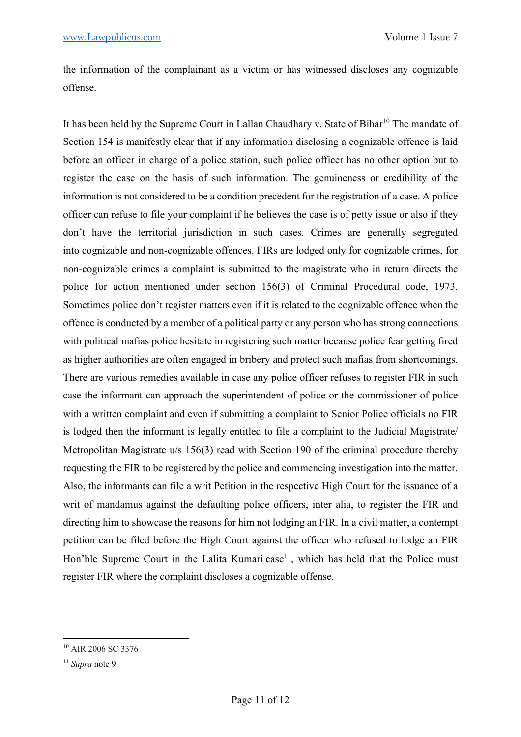the information of the complainant as a victim or has witnessed discloses any cognizable offense.

It has been held by the Supreme Court in Lallan Chaudhary v. State of Bihar[10] The mandate of Section 154 is manifestly clear that if any information disclosing a cognizable offence is laid before an officer in charge of a police station, such police officer has no other option but to register the case on the basis of such information. The genuineness or credibility of the information is not considered to be a condition precedent for the registration of a case. A police officer can refuse to file your complaint if he believes the case is of petty issue or also if they don't have the territorial jurisdiction in such cases. Crimes are generally segregated into cognizable and non-cognizable offences. FIRs are lodged only for cognizable crimes, for non-cognizable crimes a complaint is submitted to the magistrate who in return directs the police for action mentioned under section 156(3) of Criminal Procedural code, 1973. Sometimes police don't register matters even if it is related to the cognizable offence when the offence is conducted by a member of a political party or any person who has strong connections with political mafias police hesitate in registering such matter because police fear getting fired as higher authorities are often engaged in bribery and protect such mafias from shortcomings. There are various remedies available in case any police officer refuses to register FIR in such case the informant can approach the superintendent of police or the commissioner of police with a written complaint and even if submitting a complaint to Senior Police officials no FIR is lodged then the informant is legally entitled to file a complaint to the Judicial Magistrate/ Metropolitan Magistrate u/s 156(3) read with Section 190 of the criminal procedure thereby requesting the FIR to be registered by the police and commencing investigation into the matter. Also, the informants can file a writ Petition in the respective High Court for the issuance of a writ of mandamus against the defaulting police officers, inter alia, to register the FIR and directing him to showcase the reasons for him not lodging an FIR. In a civil matter, a contempt petition can be filed before the High Court against the officer who refused to lodge an FIR Hon'ble Supreme Court in the Lalita Kumari case[11], which has held that the Police must register FIR where the complaint discloses a cognizable offense.

---

[10] AIR 2006 SC 3376

[11] *Supra* note 9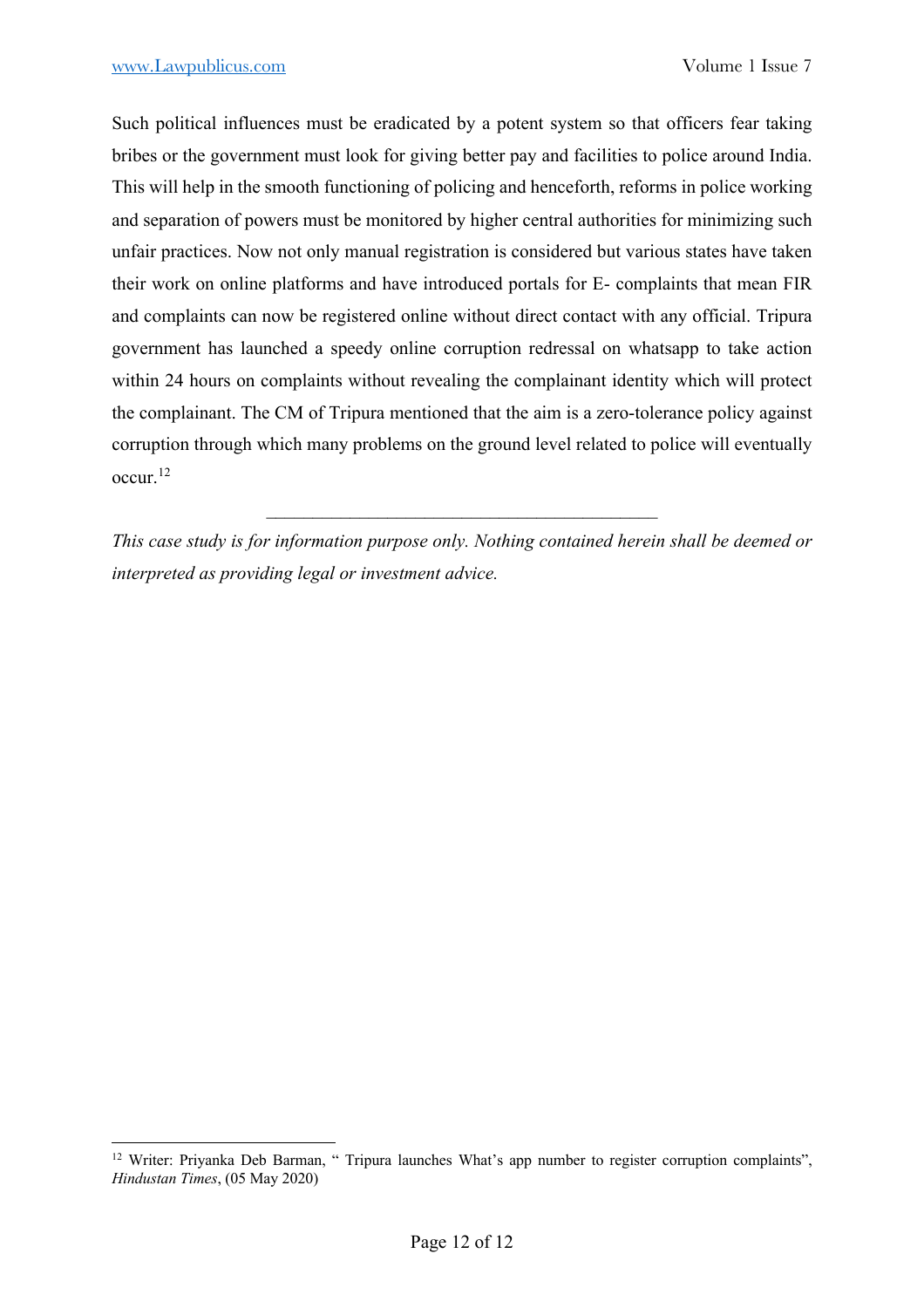Such political influences must be eradicated by a potent system so that officers fear taking bribes or the government must look for giving better pay and facilities to police around India. This will help in the smooth functioning of policing and henceforth, reforms in police working and separation of powers must be monitored by higher central authorities for minimizing such unfair practices. Now not only manual registration is considered but various states have taken their work on online platforms and have introduced portals for E- complaints that mean FIR and complaints can now be registered online without direct contact with any official. Tripura government has launched a speedy online corruption redressal on whatsapp to take action within 24 hours on complaints without revealing the complainant identity which will protect the complainant. The CM of Tripura mentioned that the aim is a zero-tolerance policy against corruption through which many problems on the ground level related to police will eventually occur.[12]

---

*This case study is for information purpose only. Nothing contained herein shall be deemed or interpreted as providing legal or investment advice.*

---

[12] Writer: Priyanka Deb Barman, " Tripura launches What's app number to register corruption complaints", *Hindustan Times*, (05 May 2020)